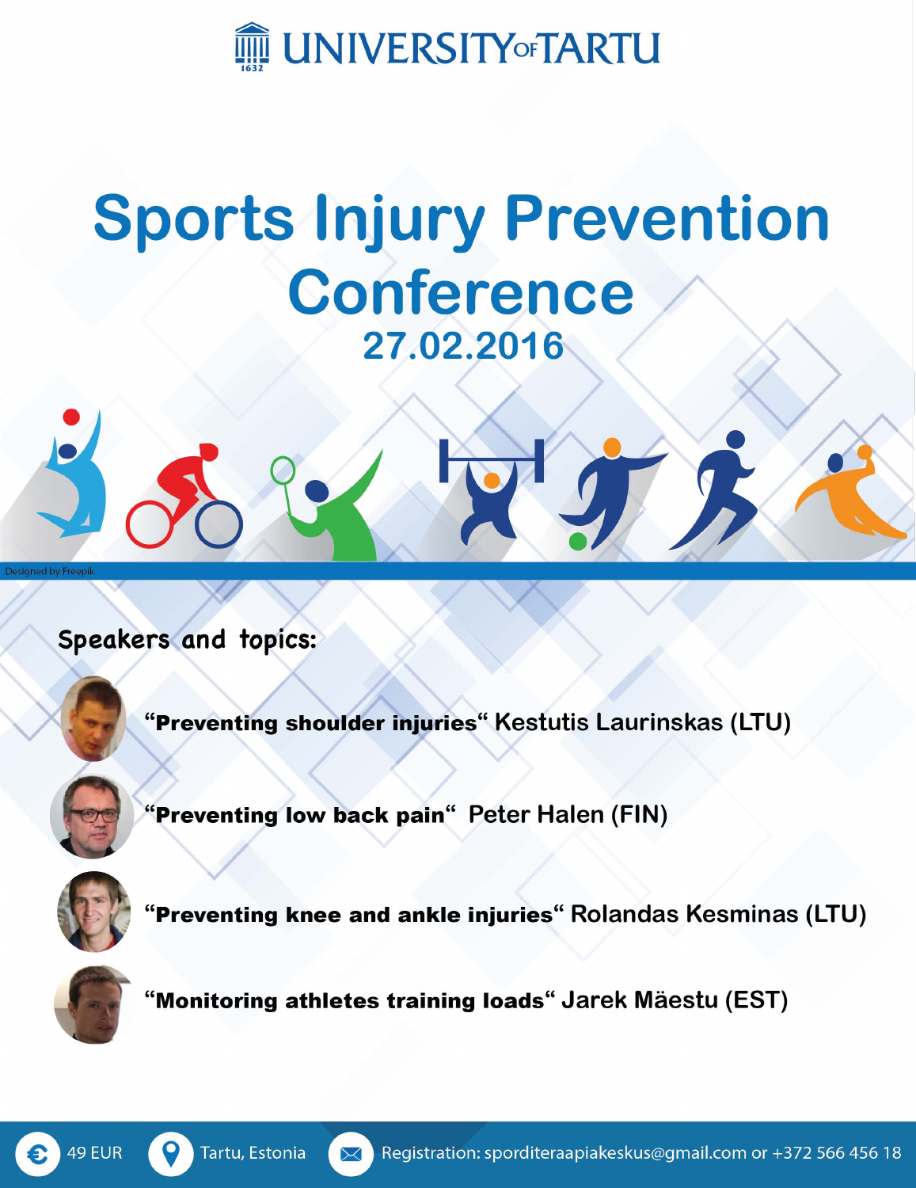UNIVERSITY OF TARTU

1632

# Sports Injury Prevention Conference

## 27.02.2016

Designed by Freepik

**Speakers and topics:**

**"Preventing shoulder injuries"** Kestutis Laurinskas (LTU)

**"Preventing low back pain"** Peter Halen (FIN)

**"Preventing knee and ankle injuries"** Rolandas Kesminas (LTU)

**"Monitoring athletes training loads"** Jarek Mäestu (EST)

49 EUR | Tartu, Estonia | Registration: sporditeraapiakeskus@gmail.com or +372 566 456 18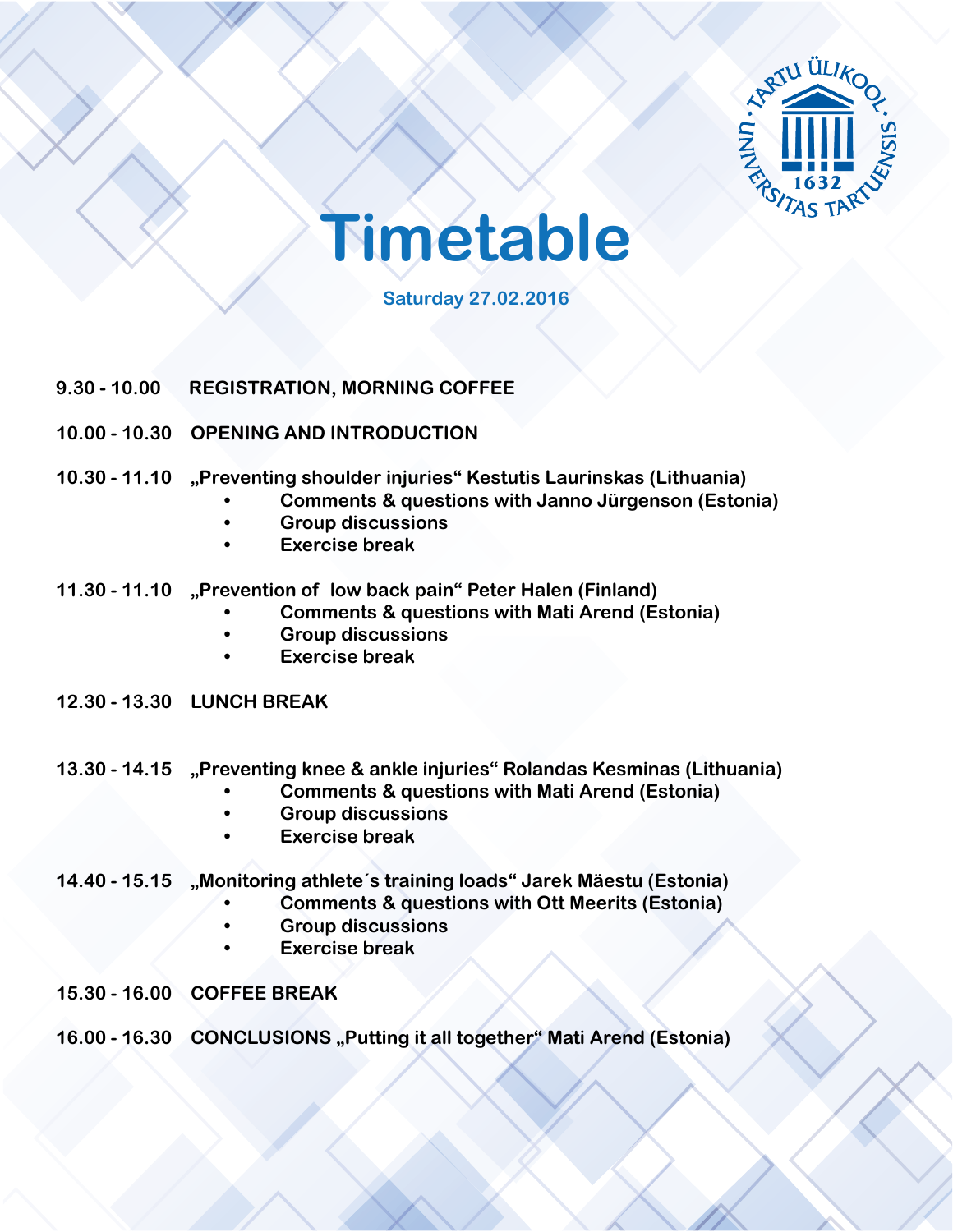TARTU ÜLIKOOL · UNIVERSITAS TARTUENSIS · 1632

# Timetable

**Saturday 27.02.2016**

**9.30 - 10.00** **REGISTRATION, MORNING COFFEE**

**10.00 - 10.30** **OPENING AND INTRODUCTION**

**10.30 - 11.10** **„Preventing shoulder injuries“ Kestutis Laurinskas (Lithuania)**

- **Comments & questions with Janno Jürgenson (Estonia)**
- **Group discussions**
- **Exercise break**

**11.30 - 11.10** **„Prevention of low back pain“ Peter Halen (Finland)**

- **Comments & questions with Mati Arend (Estonia)**
- **Group discussions**
- **Exercise break**

**12.30 - 13.30** **LUNCH BREAK**

**13.30 - 14.15** **„Preventing knee & ankle injuries“ Rolandas Kesminas (Lithuania)**

- **Comments & questions with Mati Arend (Estonia)**
- **Group discussions**
- **Exercise break**

**14.40 - 15.15** **„Monitoring athlete´s training loads“ Jarek Mäestu (Estonia)**

- **Comments & questions with Ott Meerits (Estonia)**
- **Group discussions**
- **Exercise break**

**15.30 - 16.00** **COFFEE BREAK**

**16.00 - 16.30** **CONCLUSIONS „Putting it all together“ Mati Arend (Estonia)**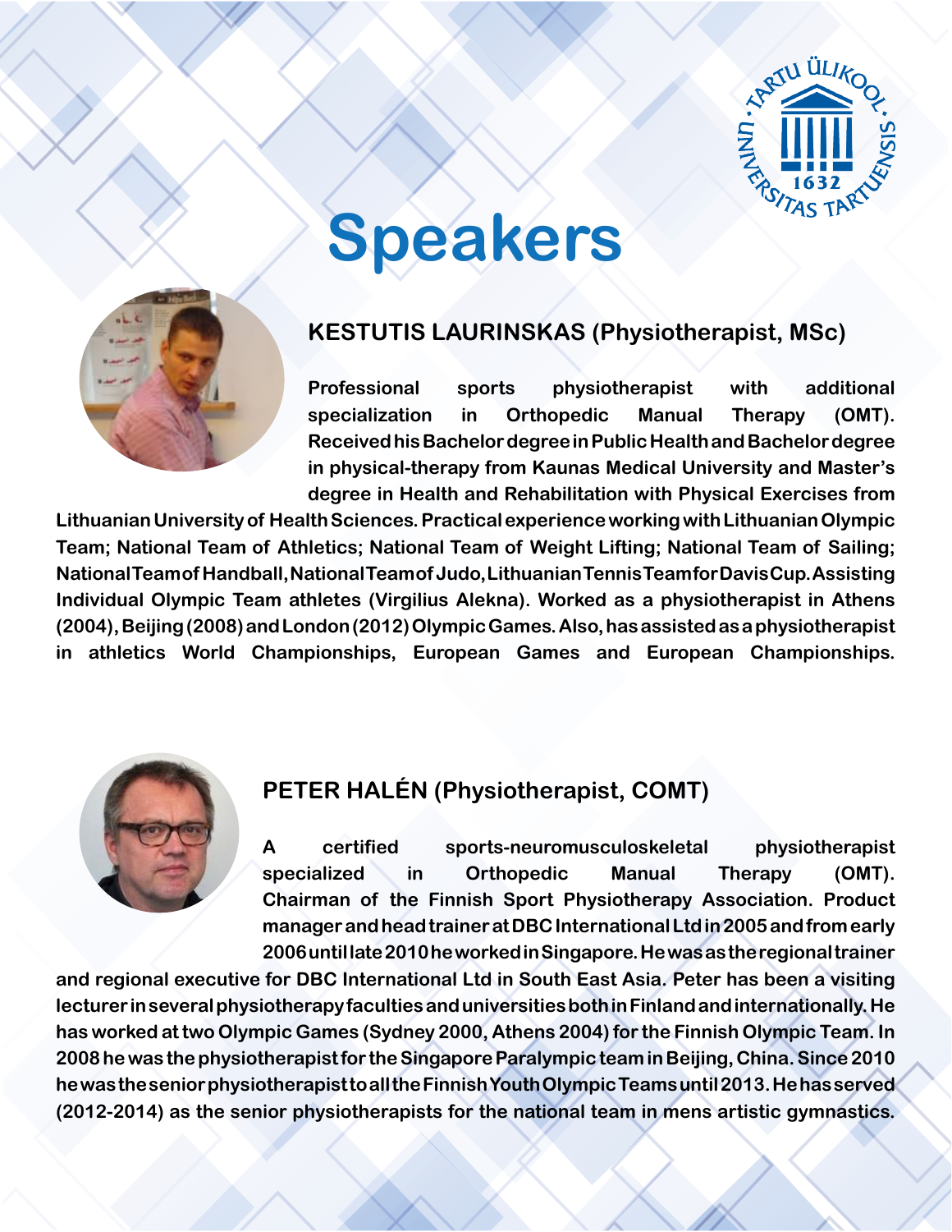# Speakers

## KESTUTIS LAURINSKAS (Physiotherapist, MSc)

**Professional sports physiotherapist with additional specialization in Orthopedic Manual Therapy (OMT). Received his Bachelor degree in Public Health and Bachelor degree in physical-therapy from Kaunas Medical University and Master's degree in Health and Rehabilitation with Physical Exercises from Lithuanian University of Health Sciences. Practical experience working with Lithuanian Olympic Team; National Team of Athletics; National Team of Weight Lifting; National Team of Sailing; National Team of Handball, National Team of Judo, Lithuanian Tennis Team for Davis Cup. Assisting Individual Olympic Team athletes (Virgilius Alekna). Worked as a physiotherapist in Athens (2004), Beijing (2008) and London (2012) Olympic Games. Also, has assisted as a physiotherapist in athletics World Championships, European Games and European Championships.**

## PETER HALÉN (Physiotherapist, COMT)

**A certified sports-neuromusculoskeletal physiotherapist specialized in Orthopedic Manual Therapy (OMT). Chairman of the Finnish Sport Physiotherapy Association. Product manager and head trainer at DBC International Ltd in 2005 and from early 2006 until late 2010 he worked in Singapore. He was as the regional trainer and regional executive for DBC International Ltd in South East Asia. Peter has been a visiting lecturer in several physiotherapy faculties and universities both in Finland and internationally. He has worked at two Olympic Games (Sydney 2000, Athens 2004) for the Finnish Olympic Team. In 2008 he was the physiotherapist for the Singapore Paralympic team in Beijing, China. Since 2010 he was the senior physiotherapist to all the Finnish Youth Olympic Teams until 2013. He has served (2012-2014) as the senior physiotherapists for the national team in mens artistic gymnastics.**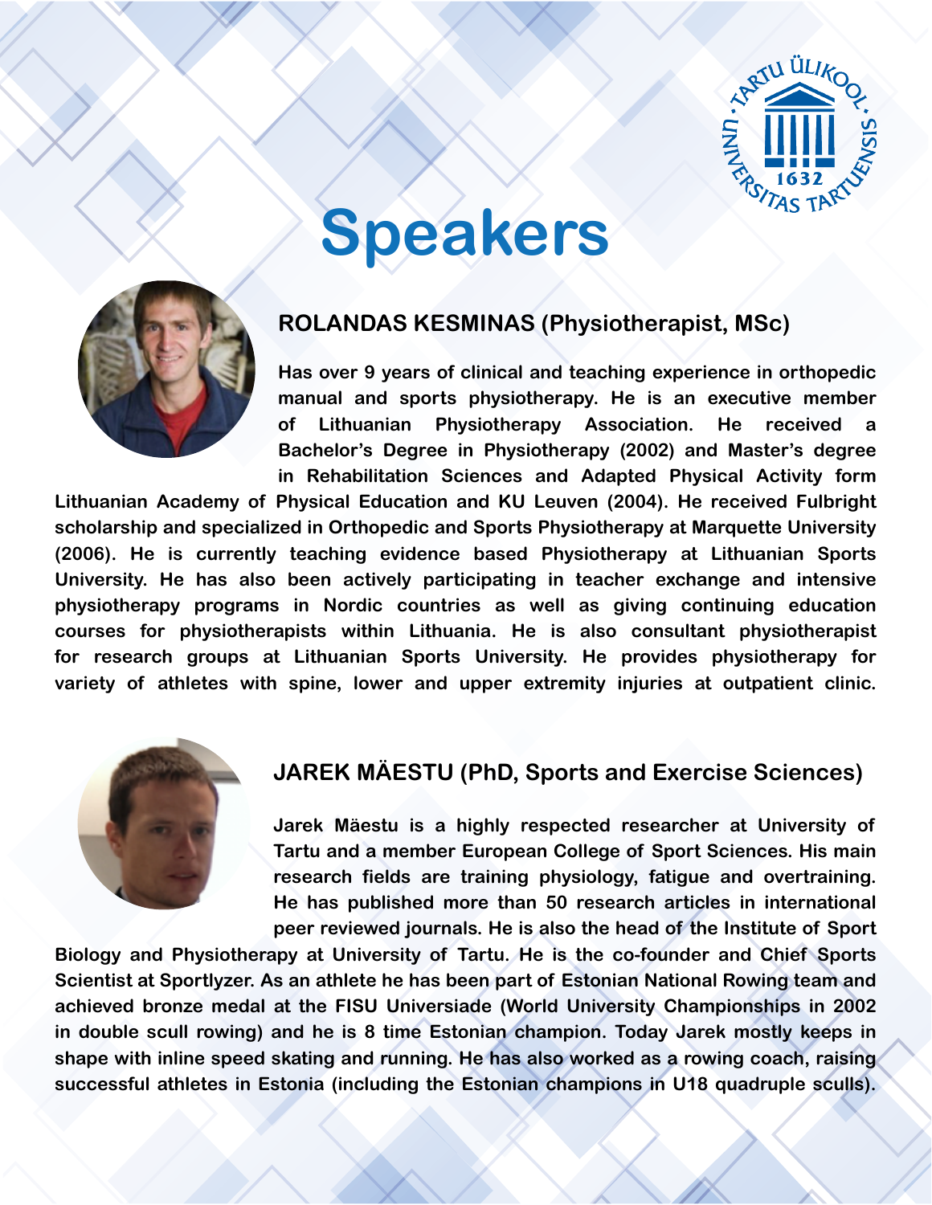# Speakers

## ROLANDAS KESMINAS (Physiotherapist, MSc)

Has over 9 years of clinical and teaching experience in orthopedic manual and sports physiotherapy. He is an executive member of Lithuanian Physiotherapy Association. He received a Bachelor's Degree in Physiotherapy (2002) and Master's degree in Rehabilitation Sciences and Adapted Physical Activity form Lithuanian Academy of Physical Education and KU Leuven (2004). He received Fulbright scholarship and specialized in Orthopedic and Sports Physiotherapy at Marquette University (2006). He is currently teaching evidence based Physiotherapy at Lithuanian Sports University. He has also been actively participating in teacher exchange and intensive physiotherapy programs in Nordic countries as well as giving continuing education courses for physiotherapists within Lithuania. He is also consultant physiotherapist for research groups at Lithuanian Sports University. He provides physiotherapy for variety of athletes with spine, lower and upper extremity injuries at outpatient clinic.

## JAREK MÄESTU (PhD, Sports and Exercise Sciences)

Jarek Mäestu is a highly respected researcher at University of Tartu and a member European College of Sport Sciences. His main research fields are training physiology, fatigue and overtraining. He has published more than 50 research articles in international peer reviewed journals. He is also the head of the Institute of Sport Biology and Physiotherapy at University of Tartu. He is the co-founder and Chief Sports Scientist at Sportlyzer. As an athlete he has been part of Estonian National Rowing team and achieved bronze medal at the FISU Universiade (World University Championships in 2002 in double scull rowing) and he is 8 time Estonian champion. Today Jarek mostly keeps in shape with inline speed skating and running. He has also worked as a rowing coach, raising successful athletes in Estonia (including the Estonian champions in U18 quadruple sculls).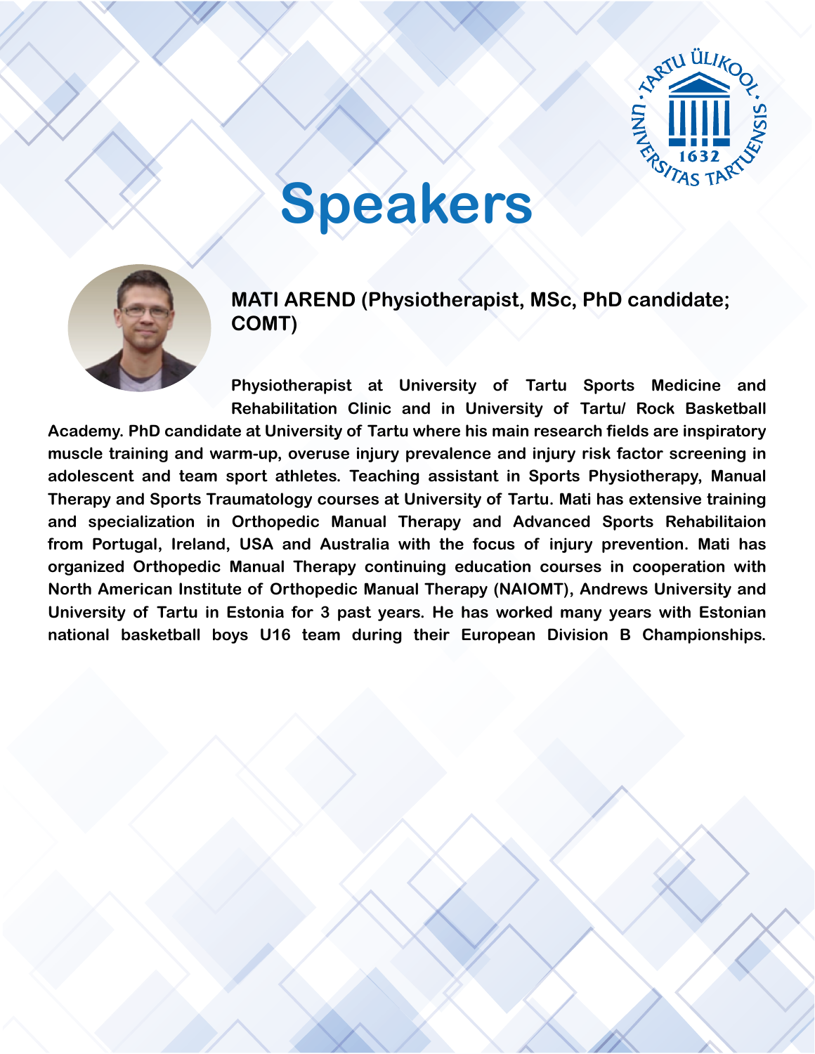# Speakers

**MATI AREND (Physiotherapist, MSc, PhD candidate; COMT)**

**Physiotherapist at University of Tartu Sports Medicine and Rehabilitation Clinic and in University of Tartu/ Rock Basketball Academy. PhD candidate at University of Tartu where his main research fields are inspiratory muscle training and warm-up, overuse injury prevalence and injury risk factor screening in adolescent and team sport athletes. Teaching assistant in Sports Physiotherapy, Manual Therapy and Sports Traumatology courses at University of Tartu. Mati has extensive training and specialization in Orthopedic Manual Therapy and Advanced Sports Rehabilitaion from Portugal, Ireland, USA and Australia with the focus of injury prevention. Mati has organized Orthopedic Manual Therapy continuing education courses in cooperation with North American Institute of Orthopedic Manual Therapy (NAIOMT), Andrews University and University of Tartu in Estonia for 3 past years. He has worked many years with Estonian national basketball boys U16 team during their European Division B Championships.**